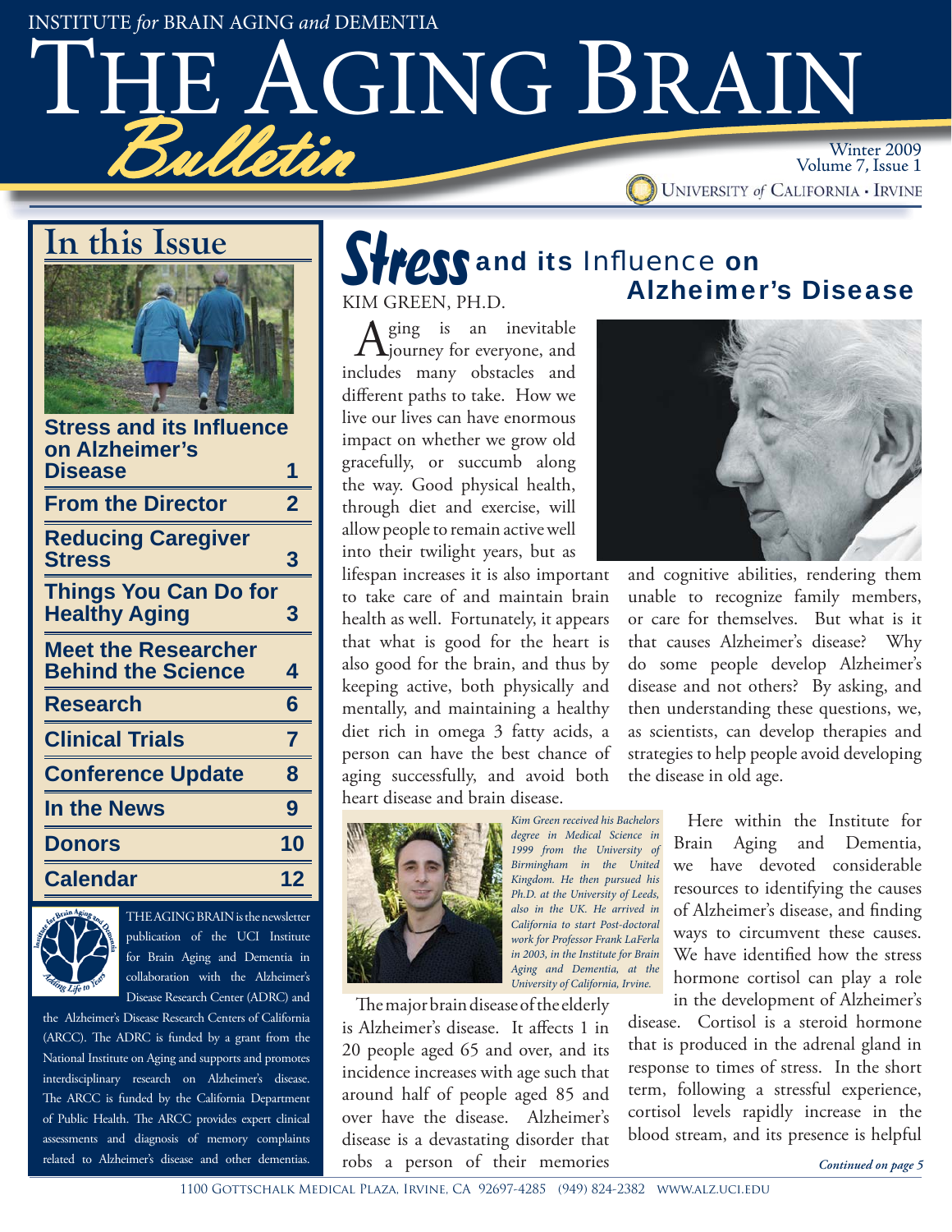INSTITUTE *for* BRAIN AGING *and* DEMENTIA

# THE AGING BRAIN *Bulletin*

Winter 2009
Volume 7, Issue 1

UNIVERSITY *of* CALIFORNIA • IRVINE

## In this Issue

| | |
|---|---|
| **Stress and its Influence on Alzheimer's Disease** | **1** |
| **From the Director** | **2** |
| **Reducing Caregiver Stress** | **3** |
| **Things You Can Do for Healthy Aging** | **3** |
| **Meet the Researcher Behind the Science** | **4** |
| **Research** | **6** |
| **Clinical Trials** | **7** |
| **Conference Update** | **8** |
| **In the News** | **9** |
| **Donors** | **10** |
| **Calendar** | **12** |

THE AGING BRAIN is the newsletter publication of the UCI Institute for Brain Aging and Dementia in collaboration with the Alzheimer's Disease Research Center (ADRC) and the Alzheimer's Disease Research Centers of California (ARCC). The ADRC is funded by a grant from the National Institute on Aging and supports and promotes interdisciplinary research on Alzheimer's disease. The ARCC is funded by the California Department of Public Health. The ARCC provides expert clinical assessments and diagnosis of memory complaints related to Alzheimer's disease and other dementias.

# Stress and its Influence on Alzheimer's Disease

KIM GREEN, PH.D.

Aging is an inevitable journey for everyone, and includes many obstacles and different paths to take. How we live our lives can have enormous impact on whether we grow old gracefully, or succumb along the way. Good physical health, through diet and exercise, will allow people to remain active well into their twilight years, but as lifespan increases it is also important to take care of and maintain brain health as well. Fortunately, it appears that what is good for the heart is also good for the brain, and thus by keeping active, both physically and mentally, and maintaining a healthy diet rich in omega 3 fatty acids, a person can have the best chance of aging successfully, and avoid both heart disease and brain disease.

*Kim Green received his Bachelors degree in Medical Science in 1999 from the University of Birmingham in the United Kingdom. He then pursued his Ph.D. at the University of Leeds, also in the UK. He arrived in California to start Post-doctoral work for Professor Frank LaFerla in 2003, in the Institute for Brain Aging and Dementia, at the University of California, Irvine.*

The major brain disease of the elderly is Alzheimer's disease. It affects 1 in 20 people aged 65 and over, and its incidence increases with age such that around half of people aged 85 and over have the disease. Alzheimer's disease is a devastating disorder that robs a person of their memories and cognitive abilities, rendering them unable to recognize family members, or care for themselves. But what is it that causes Alzheimer's disease? Why do some people develop Alzheimer's disease and not others? By asking, and then understanding these questions, we, as scientists, can develop therapies and strategies to help people avoid developing the disease in old age.

Here within the Institute for Brain Aging and Dementia, we have devoted considerable resources to identifying the causes of Alzheimer's disease, and finding ways to circumvent these causes. We have identified how the stress hormone cortisol can play a role in the development of Alzheimer's disease. Cortisol is a steroid hormone that is produced in the adrenal gland in response to times of stress. In the short term, following a stressful experience, cortisol levels rapidly increase in the blood stream, and its presence is helpful

*Continued on page 5*

1100 GOTTSCHALK MEDICAL PLAZA, IRVINE, CA 92697-4285 (949) 824-2382 WWW.ALZ.UCI.EDU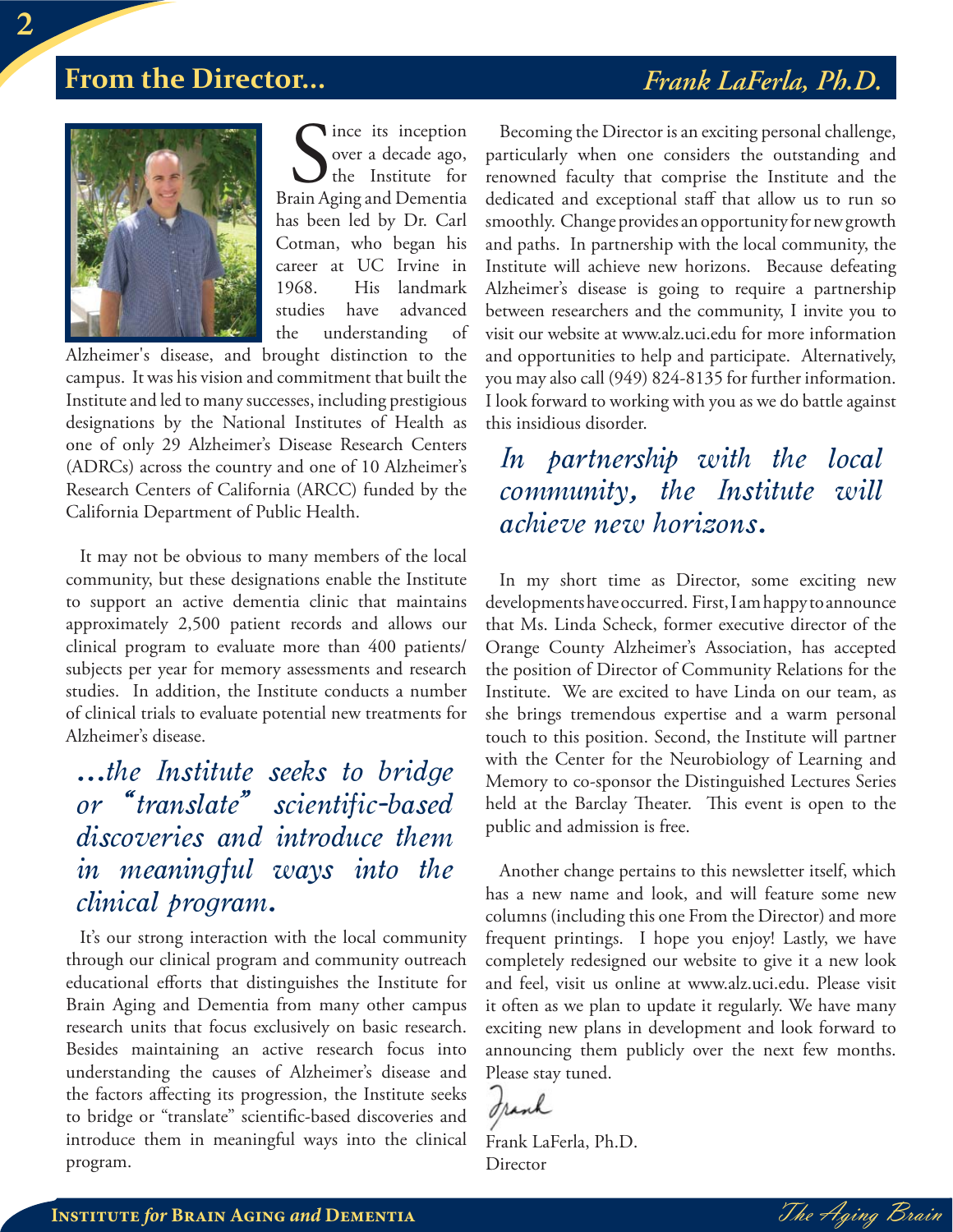## From the Director... *Frank LaFerla, Ph.D.*

Since its inception over a decade ago, the Institute for Brain Aging and Dementia has been led by Dr. Carl Cotman, who began his career at UC Irvine in 1968. His landmark studies have advanced the understanding of Alzheimer's disease, and brought distinction to the campus. It was his vision and commitment that built the Institute and led to many successes, including prestigious designations by the National Institutes of Health as one of only 29 Alzheimer's Disease Research Centers (ADRCs) across the country and one of 10 Alzheimer's Research Centers of California (ARCC) funded by the California Department of Public Health.

It may not be obvious to many members of the local community, but these designations enable the Institute to support an active dementia clinic that maintains approximately 2,500 patient records and allows our clinical program to evaluate more than 400 patients/subjects per year for memory assessments and research studies. In addition, the Institute conducts a number of clinical trials to evaluate potential new treatments for Alzheimer's disease.

> *...the Institute seeks to bridge or "translate" scientific-based discoveries and introduce them in meaningful ways into the clinical program.*

It's our strong interaction with the local community through our clinical program and community outreach educational efforts that distinguishes the Institute for Brain Aging and Dementia from many other campus research units that focus exclusively on basic research. Besides maintaining an active research focus into understanding the causes of Alzheimer's disease and the factors affecting its progression, the Institute seeks to bridge or "translate" scientific-based discoveries and introduce them in meaningful ways into the clinical program.

Becoming the Director is an exciting personal challenge, particularly when one considers the outstanding and renowned faculty that comprise the Institute and the dedicated and exceptional staff that allow us to run so smoothly. Change provides an opportunity for new growth and paths. In partnership with the local community, the Institute will achieve new horizons. Because defeating Alzheimer's disease is going to require a partnership between researchers and the community, I invite you to visit our website at www.alz.uci.edu for more information and opportunities to help and participate. Alternatively, you may also call (949) 824-8135 for further information. I look forward to working with you as we do battle against this insidious disorder.

> *In partnership with the local community, the Institute will achieve new horizons.*

In my short time as Director, some exciting new developments have occurred. First, I am happy to announce that Ms. Linda Scheck, former executive director of the Orange County Alzheimer's Association, has accepted the position of Director of Community Relations for the Institute. We are excited to have Linda on our team, as she brings tremendous expertise and a warm personal touch to this position. Second, the Institute will partner with the Center for the Neurobiology of Learning and Memory to co-sponsor the Distinguished Lectures Series held at the Barclay Theater. This event is open to the public and admission is free.

Another change pertains to this newsletter itself, which has a new name and look, and will feature some new columns (including this one From the Director) and more frequent printings. I hope you enjoy! Lastly, we have completely redesigned our website to give it a new look and feel, visit us online at www.alz.uci.edu. Please visit it often as we plan to update it regularly. We have many exciting new plans in development and look forward to announcing them publicly over the next few months. Please stay tuned.

*Frank*

Frank LaFerla, Ph.D.
Director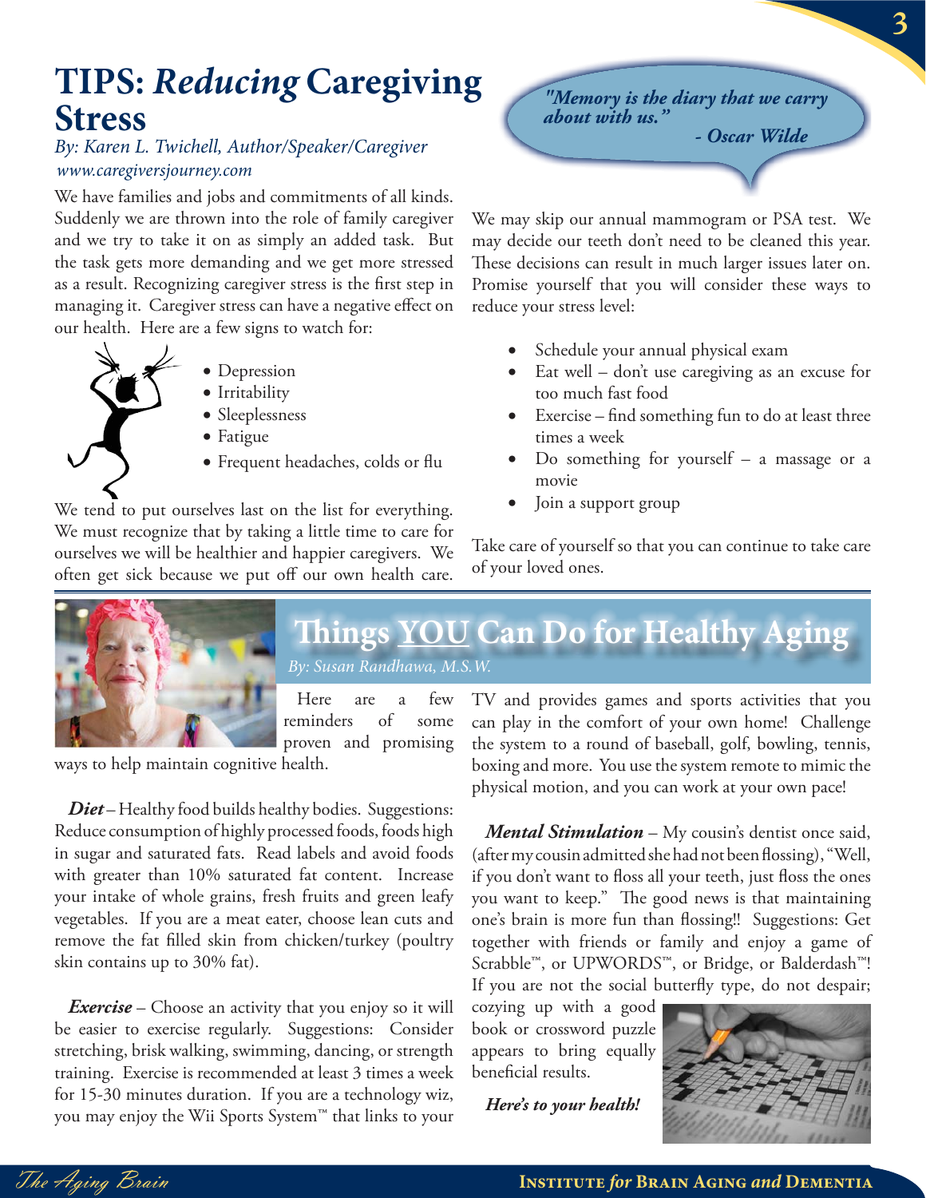# TIPS: *Reducing* Caregiving Stress

*By: Karen L. Twichell, Author/Speaker/Caregiver*
*www.caregiversjourney.com*

We have families and jobs and commitments of all kinds. Suddenly we are thrown into the role of family caregiver and we try to take it on as simply an added task. But the task gets more demanding and we get more stressed as a result. Recognizing caregiver stress is the first step in managing it. Caregiver stress can have a negative effect on our health. Here are a few signs to watch for:

- Depression
- Irritability
- Sleeplessness
- Fatigue
- Frequent headaches, colds or flu

We tend to put ourselves last on the list for everything. We must recognize that by taking a little time to care for ourselves we will be healthier and happier caregivers. We often get sick because we put off our own health care. We may skip our annual mammogram or PSA test. We may decide our teeth don't need to be cleaned this year. These decisions can result in much larger issues later on. Promise yourself that you will consider these ways to reduce your stress level:

- Schedule your annual physical exam
- Eat well – don't use caregiving as an excuse for too much fast food
- Exercise – find something fun to do at least three times a week
- Do something for yourself – a massage or a movie
- Join a support group

Take care of yourself so that you can continue to take care of your loved ones.

> ***"Memory is the diary that we carry about with us."***
> ***- Oscar Wilde***

# Things YOU Can Do for Healthy Aging

*By: Susan Randhawa, M.S.W.*

Here are a few reminders of some proven and promising ways to help maintain cognitive health.

***Diet*** – Healthy food builds healthy bodies. Suggestions: Reduce consumption of highly processed foods, foods high in sugar and saturated fats. Read labels and avoid foods with greater than 10% saturated fat content. Increase your intake of whole grains, fresh fruits and green leafy vegetables. If you are a meat eater, choose lean cuts and remove the fat filled skin from chicken/turkey (poultry skin contains up to 30% fat).

***Exercise*** – Choose an activity that you enjoy so it will be easier to exercise regularly. Suggestions: Consider stretching, brisk walking, swimming, dancing, or strength training. Exercise is recommended at least 3 times a week for 15-30 minutes duration. If you are a technology wiz, you may enjoy the Wii Sports System™ that links to your TV and provides games and sports activities that you can play in the comfort of your own home! Challenge the system to a round of baseball, golf, bowling, tennis, boxing and more. You use the system remote to mimic the physical motion, and you can work at your own pace!

***Mental Stimulation*** – My cousin's dentist once said, (after my cousin admitted she had not been flossing), "Well, if you don't want to floss all your teeth, just floss the ones you want to keep." The good news is that maintaining one's brain is more fun than flossing!! Suggestions: Get together with friends or family and enjoy a game of Scrabble™, or UPWORDS™, or Bridge, or Balderdash™! If you are not the social butterfly type, do not despair; cozying up with a good book or crossword puzzle appears to bring equally beneficial results.

***Here's to your health!***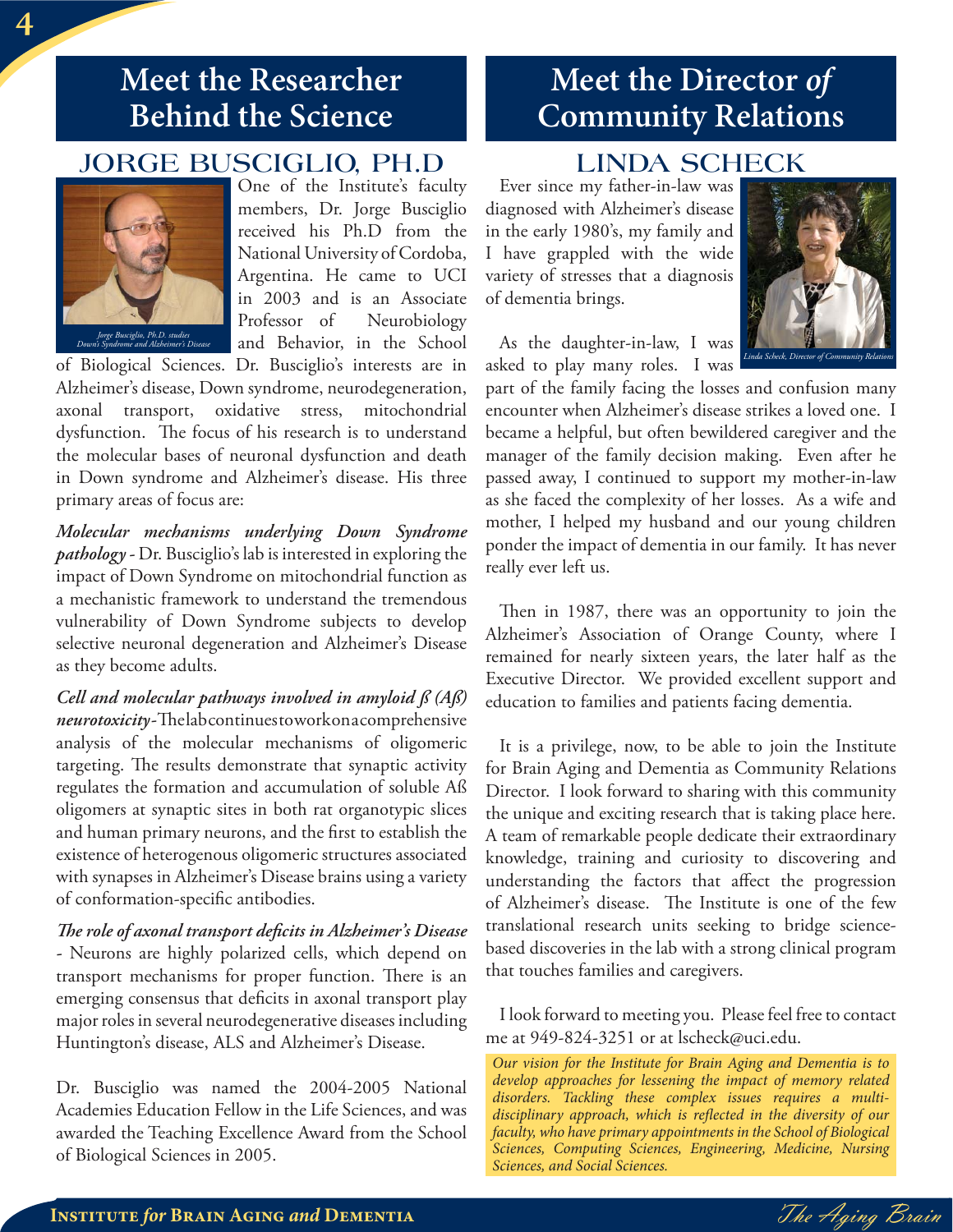# Meet the Researcher Behind the Science

## JORGE BUSCIGLIO, PH.D

*Jorge Busciglio, Ph.D. studies Down's Syndrome and Alzheimer's Disease*

One of the Institute's faculty members, Dr. Jorge Busciglio received his Ph.D from the National University of Cordoba, Argentina. He came to UCI in 2003 and is an Associate Professor of Neurobiology and Behavior, in the School of Biological Sciences. Dr. Busciglio's interests are in Alzheimer's disease, Down syndrome, neurodegeneration, axonal transport, oxidative stress, mitochondrial dysfunction. The focus of his research is to understand the molecular bases of neuronal dysfunction and death in Down syndrome and Alzheimer's disease. His three primary areas of focus are:

***Molecular mechanisms underlying Down Syndrome pathology*** - Dr. Busciglio's lab is interested in exploring the impact of Down Syndrome on mitochondrial function as a mechanistic framework to understand the tremendous vulnerability of Down Syndrome subjects to develop selective neuronal degeneration and Alzheimer's Disease as they become adults.

***Cell and molecular pathways involved in amyloid ß (Aß) neurotoxicity*** - The lab continues to work on a comprehensive analysis of the molecular mechanisms of oligomeric targeting. The results demonstrate that synaptic activity regulates the formation and accumulation of soluble Aß oligomers at synaptic sites in both rat organotypic slices and human primary neurons, and the first to establish the existence of heterogenous oligomeric structures associated with synapses in Alzheimer's Disease brains using a variety of conformation-specific antibodies.

***The role of axonal transport deficits in Alzheimer's Disease*** - Neurons are highly polarized cells, which depend on transport mechanisms for proper function. There is an emerging consensus that deficits in axonal transport play major roles in several neurodegenerative diseases including Huntington's disease, ALS and Alzheimer's Disease.

Dr. Busciglio was named the 2004-2005 National Academies Education Fellow in the Life Sciences, and was awarded the Teaching Excellence Award from the School of Biological Sciences in 2005.

# Meet the Director *of* Community Relations

## LINDA SCHECK

*Linda Scheck, Director of Community Relations*

Ever since my father-in-law was diagnosed with Alzheimer's disease in the early 1980's, my family and I have grappled with the wide variety of stresses that a diagnosis of dementia brings.

As the daughter-in-law, I was asked to play many roles. I was part of the family facing the losses and confusion many encounter when Alzheimer's disease strikes a loved one. I became a helpful, but often bewildered caregiver and the manager of the family decision making. Even after he passed away, I continued to support my mother-in-law as she faced the complexity of her losses. As a wife and mother, I helped my husband and our young children ponder the impact of dementia in our family. It has never really ever left us.

Then in 1987, there was an opportunity to join the Alzheimer's Association of Orange County, where I remained for nearly sixteen years, the later half as the Executive Director. We provided excellent support and education to families and patients facing dementia.

It is a privilege, now, to be able to join the Institute for Brain Aging and Dementia as Community Relations Director. I look forward to sharing with this community the unique and exciting research that is taking place here. A team of remarkable people dedicate their extraordinary knowledge, training and curiosity to discovering and understanding the factors that affect the progression of Alzheimer's disease. The Institute is one of the few translational research units seeking to bridge science-based discoveries in the lab with a strong clinical program that touches families and caregivers.

I look forward to meeting you. Please feel free to contact me at 949-824-3251 or at lscheck@uci.edu.

*Our vision for the Institute for Brain Aging and Dementia is to develop approaches for lessening the impact of memory related disorders. Tackling these complex issues requires a multi-disciplinary approach, which is reflected in the diversity of our faculty, who have primary appointments in the School of Biological Sciences, Computing Sciences, Engineering, Medicine, Nursing Sciences, and Social Sciences.*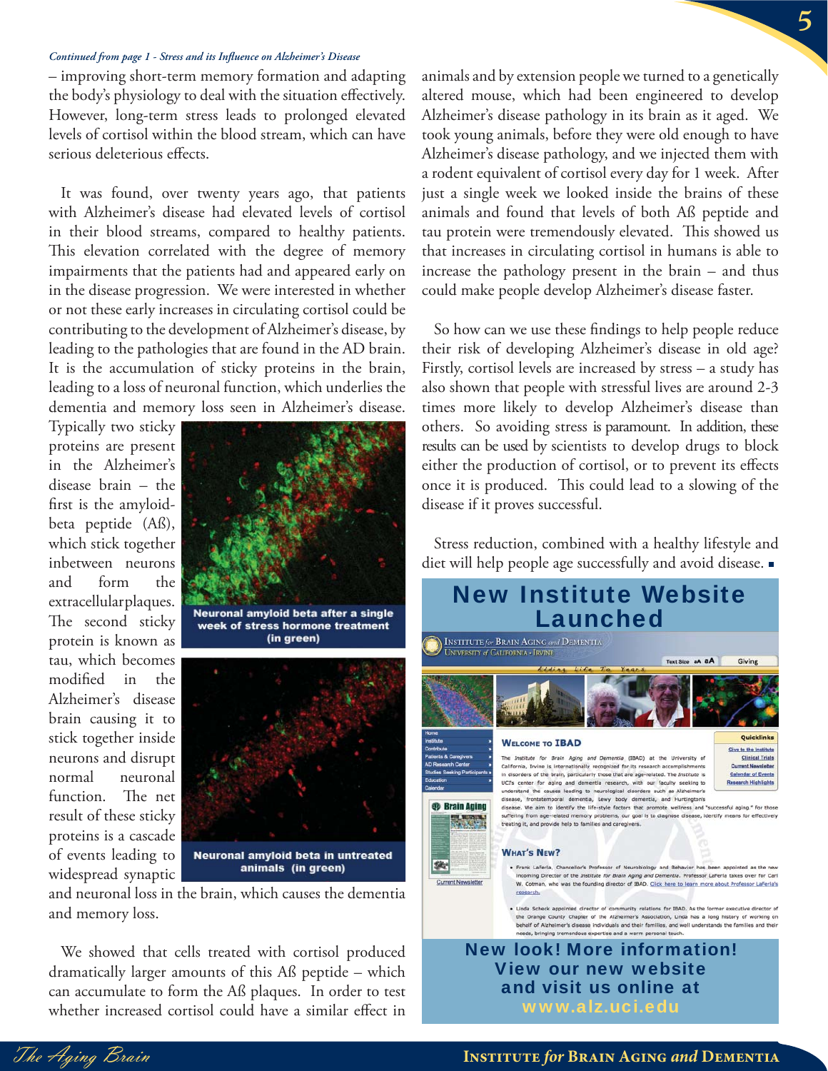*Continued from page 1 - Stress and its Influence on Alzheimer's Disease*

– improving short-term memory formation and adapting the body's physiology to deal with the situation effectively. However, long-term stress leads to prolonged elevated levels of cortisol within the blood stream, which can have serious deleterious effects.

It was found, over twenty years ago, that patients with Alzheimer's disease had elevated levels of cortisol in their blood streams, compared to healthy patients. This elevation correlated with the degree of memory impairments that the patients had and appeared early on in the disease progression. We were interested in whether or not these early increases in circulating cortisol could be contributing to the development of Alzheimer's disease, by leading to the pathologies that are found in the AD brain. It is the accumulation of sticky proteins in the brain, leading to a loss of neuronal function, which underlies the dementia and memory loss seen in Alzheimer's disease. Typically two sticky proteins are present in the Alzheimer's disease brain – the first is the amyloid-beta peptide (Aß), which stick together inbetween neurons and form the extracellularplaques. The second sticky protein is known as tau, which becomes modified in the Alzheimer's disease brain causing it to stick together inside neurons and disrupt normal neuronal function. The net result of these sticky proteins is a cascade of events leading to widespread synaptic and neuronal loss in the brain, which causes the dementia and memory loss.

**Neuronal amyloid beta after a single week of stress hormone treatment (in green)**

**Neuronal amyloid beta in untreated animals (in green)**

We showed that cells treated with cortisol produced dramatically larger amounts of this Aß peptide – which can accumulate to form the Aß plaques. In order to test whether increased cortisol could have a similar effect in animals and by extension people we turned to a genetically altered mouse, which had been engineered to develop Alzheimer's disease pathology in its brain as it aged. We took young animals, before they were old enough to have Alzheimer's disease pathology, and we injected them with a rodent equivalent of cortisol every day for 1 week. After just a single week we looked inside the brains of these animals and found that levels of both Aß peptide and tau protein were tremendously elevated. This showed us that increases in circulating cortisol in humans is able to increase the pathology present in the brain – and thus could make people develop Alzheimer's disease faster.

So how can we use these findings to help people reduce their risk of developing Alzheimer's disease in old age? Firstly, cortisol levels are increased by stress – a study has also shown that people with stressful lives are around 2-3 times more likely to develop Alzheimer's disease than others. So avoiding stress is paramount. In addition, these results can be used by scientists to develop drugs to block either the production of cortisol, or to prevent its effects once it is produced. This could lead to a slowing of the disease if it proves successful.

Stress reduction, combined with a healthy lifestyle and diet will help people age successfully and avoid disease. ■

## New Institute Website Launched

**New look! More information! View our new website and visit us online at www.alz.uci.edu**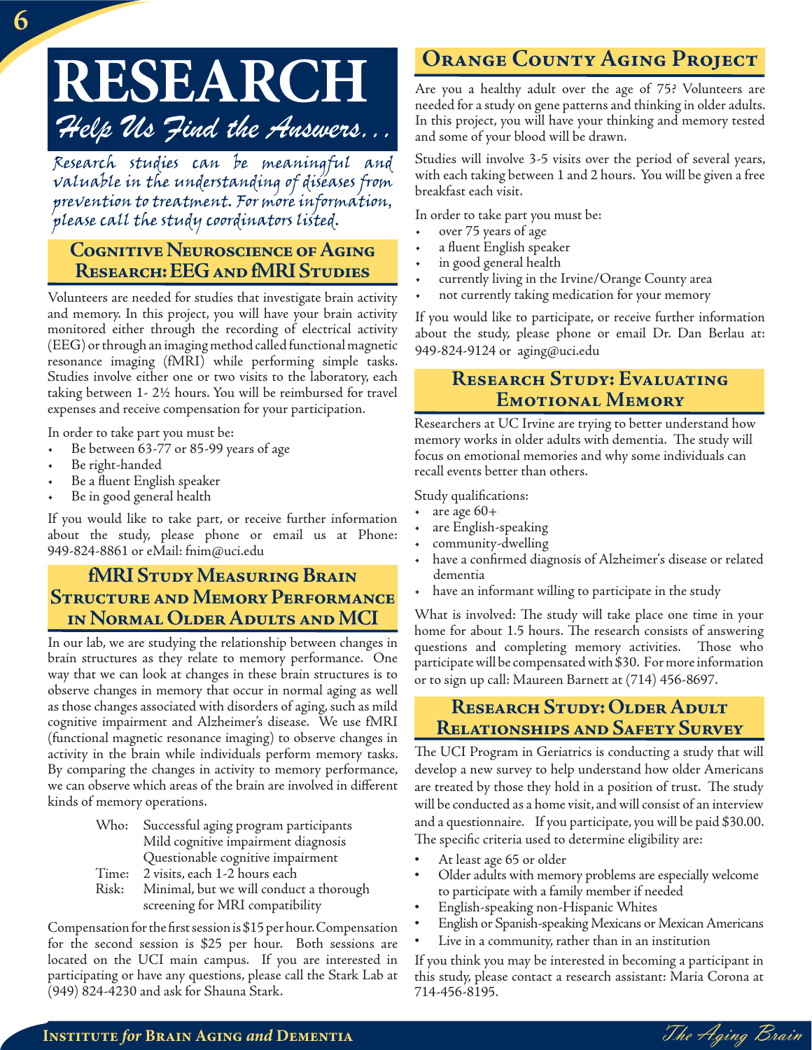# RESEARCH

*Help Us Find the Answers...*

*Research studies can be meaningful and valuable in the understanding of diseases from prevention to treatment. For more information, please call the study coordinators listed.*

## Cognitive Neuroscience of Aging Research: EEG and fMRI Studies

Volunteers are needed for studies that investigate brain activity and memory. In this project, you will have your brain activity monitored either through the recording of electrical activity (EEG) or through an imaging method called functional magnetic resonance imaging (fMRI) while performing simple tasks. Studies involve either one or two visits to the laboratory, each taking between 1- 2½ hours. You will be reimbursed for travel expenses and receive compensation for your participation.

In order to take part you must be:

- Be between 63-77 or 85-99 years of age
- Be right-handed
- Be a fluent English speaker
- Be in good general health

If you would like to take part, or receive further information about the study, please phone or email us at Phone: 949-824-8861 or eMail: fnim@uci.edu

## fMRI Study Measuring Brain Structure and Memory Performance in Normal Older Adults and MCI

In our lab, we are studying the relationship between changes in brain structures as they relate to memory performance. One way that we can look at changes in these brain structures is to observe changes in memory that occur in normal aging as well as those changes associated with disorders of aging, such as mild cognitive impairment and Alzheimer's disease. We use fMRI (functional magnetic resonance imaging) to observe changes in activity in the brain while individuals perform memory tasks. By comparing the changes in activity to memory performance, we can observe which areas of the brain are involved in different kinds of memory operations.

Who: Successful aging program participants
Mild cognitive impairment diagnosis
Questionable cognitive impairment

Time: 2 visits, each 1-2 hours each

Risk: Minimal, but we will conduct a thorough screening for MRI compatibility

Compensation for the first session is $15 per hour. Compensation for the second session is $25 per hour. Both sessions are located on the UCI main campus. If you are interested in participating or have any questions, please call the Stark Lab at (949) 824-4230 and ask for Shauna Stark.

## Orange County Aging Project

Are you a healthy adult over the age of 75? Volunteers are needed for a study on gene patterns and thinking in older adults. In this project, you will have your thinking and memory tested and some of your blood will be drawn.

Studies will involve 3-5 visits over the period of several years, with each taking between 1 and 2 hours. You will be given a free breakfast each visit.

In order to take part you must be:

- over 75 years of age
- a fluent English speaker
- in good general health
- currently living in the Irvine/Orange County area
- not currently taking medication for your memory

If you would like to participate, or receive further information about the study, please phone or email Dr. Dan Berlau at: 949-824-9124 or aging@uci.edu

## Research Study: Evaluating Emotional Memory

Researchers at UC Irvine are trying to better understand how memory works in older adults with dementia. The study will focus on emotional memories and why some individuals can recall events better than others.

Study qualifications:

- are age 60+
- are English-speaking
- community-dwelling
- have a confirmed diagnosis of Alzheimer's disease or related dementia
- have an informant willing to participate in the study

What is involved: The study will take place one time in your home for about 1.5 hours. The research consists of answering questions and completing memory activities. Those who participate will be compensated with $30. For more information or to sign up call: Maureen Barnett at (714) 456-8697.

## Research Study: Older Adult Relationships and Safety Survey

The UCI Program in Geriatrics is conducting a study that will develop a new survey to help understand how older Americans are treated by those they hold in a position of trust. The study will be conducted as a home visit, and will consist of an interview and a questionnaire. If you participate, you will be paid $30.00. The specific criteria used to determine eligibility are:

- At least age 65 or older
- Older adults with memory problems are especially welcome to participate with a family member if needed
- English-speaking non-Hispanic Whites
- English or Spanish-speaking Mexicans or Mexican Americans
- Live in a community, rather than in an institution

If you think you may be interested in becoming a participant in this study, please contact a research assistant: Maria Corona at 714-456-8195.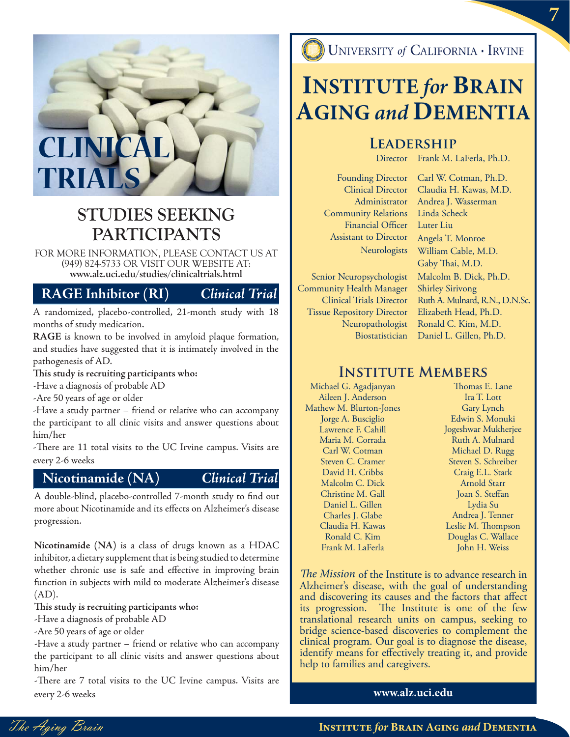# CLINICAL TRIALS

## STUDIES SEEKING PARTICIPANTS

FOR MORE INFORMATION, PLEASE CONTACT US AT (949) 824-5733 OR VISIT OUR WEBSITE AT: **www.alz.uci.edu/studies/clinicaltrials.html**

### RAGE Inhibitor (RI) — *Clinical Trial*

A randomized, placebo-controlled, 21-month study with 18 months of study medication.

**RAGE** is known to be involved in amyloid plaque formation, and studies have suggested that it is intimately involved in the pathogenesis of AD.

**This study is recruiting participants who:**

-Have a diagnosis of probable AD

-Are 50 years of age or older

-Have a study partner – friend or relative who can accompany the participant to all clinic visits and answer questions about him/her

-There are 11 total visits to the UC Irvine campus. Visits are every 2-6 weeks

### Nicotinamide (NA) — *Clinical Trial*

A double-blind, placebo-controlled 7-month study to find out more about Nicotinamide and its effects on Alzheimer's disease progression.

**Nicotinamide (NA)** is a class of drugs known as a HDAC inhibitor, a dietary supplement that is being studied to determine whether chronic use is safe and effective in improving brain function in subjects with mild to moderate Alzheimer's disease (AD).

**This study is recruiting participants who:**

-Have a diagnosis of probable AD

-Are 50 years of age or older

-Have a study partner – friend or relative who can accompany the participant to all clinic visits and answer questions about him/her

-There are 7 total visits to the UC Irvine campus. Visits are every 2-6 weeks

UNIVERSITY *of* CALIFORNIA · IRVINE

# INSTITUTE *for* BRAIN AGING *and* DEMENTIA

## LEADERSHIP

| | |
|---|---|
| Director | Frank M. LaFerla, Ph.D. |
| Founding Director | Carl W. Cotman, Ph.D. |
| Clinical Director | Claudia H. Kawas, M.D. |
| Administrator | Andrea J. Wasserman |
| Community Relations | Linda Scheck |
| Financial Officer | Luter Liu |
| Assistant to Director | Angela T. Monroe |
| Neurologists | William Cable, M.D.<br>Gaby Thai, M.D. |
| Senior Neuropsychologist | Malcolm B. Dick, Ph.D. |
| Community Health Manager | Shirley Sirivong |
| Clinical Trials Director | Ruth A. Mulnard, R.N., D.N.Sc. |
| Tissue Repository Director | Elizabeth Head, Ph.D. |
| Neuropathologist | Ronald C. Kim, M.D. |
| Biostatistician | Daniel L. Gillen, Ph.D. |

## INSTITUTE MEMBERS

Michael G. Agadjanyan
Aileen J. Anderson
Mathew M. Blurton-Jones
Jorge A. Busciglio
Lawrence F. Cahill
Maria M. Corrada
Carl W. Cotman
Steven C. Cramer
David H. Cribbs
Malcolm C. Dick
Christine M. Gall
Daniel L. Gillen
Charles J. Glabe
Claudia H. Kawas
Ronald C. Kim
Frank M. LaFerla
Thomas E. Lane
Ira T. Lott
Gary Lynch
Edwin S. Monuki
Jogeshwar Mukherjee
Ruth A. Mulnard
Michael D. Rugg
Steven S. Schreiber
Craig E.L. Stark
Arnold Starr
Joan S. Steffan
Lydia Su
Andrea J. Tenner
Leslie M. Thompson
Douglas C. Wallace
John H. Weiss

*The Mission* of the Institute is to advance research in Alzheimer's disease, with the goal of understanding and discovering its causes and the factors that affect its progression. The Institute is one of the few translational research units on campus, seeking to bridge science-based discoveries to complement the clinical program. Our goal is to diagnose the disease, identify means for effectively treating it, and provide help to families and caregivers.

**www.alz.uci.edu**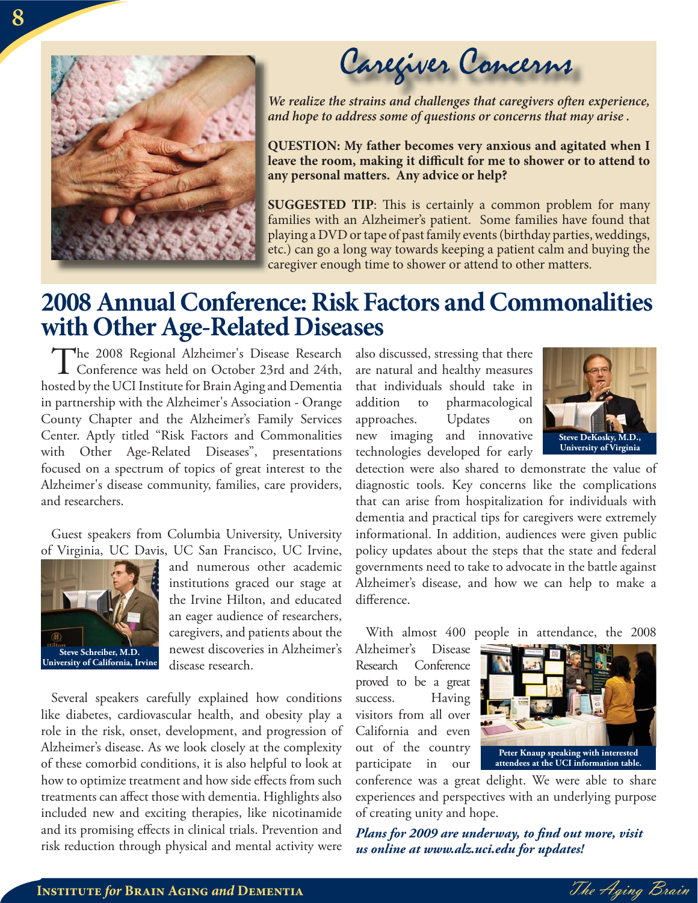# Caregiver Concerns

*We realize the strains and challenges that caregivers often experience, and hope to address some of questions or concerns that may arise .*

**QUESTION: My father becomes very anxious and agitated when I leave the room, making it difficult for me to shower or to attend to any personal matters. Any advice or help?**

**SUGGESTED TIP**: This is certainly a common problem for many families with an Alzheimer's patient. Some families have found that playing a DVD or tape of past family events (birthday parties, weddings, etc.) can go a long way towards keeping a patient calm and buying the caregiver enough time to shower or attend to other matters.

# 2008 Annual Conference: Risk Factors and Commonalities with Other Age-Related Diseases

The 2008 Regional Alzheimer's Disease Research Conference was held on October 23rd and 24th, hosted by the UCI Institute for Brain Aging and Dementia in partnership with the Alzheimer's Association - Orange County Chapter and the Alzheimer's Family Services Center. Aptly titled "Risk Factors and Commonalities with Other Age-Related Diseases", presentations focused on a spectrum of topics of great interest to the Alzheimer's disease community, families, care providers, and researchers.

Guest speakers from Columbia University, University of Virginia, UC Davis, UC San Francisco, UC Irvine, and numerous other academic institutions graced our stage at the Irvine Hilton, and educated an eager audience of researchers, caregivers, and patients about the newest discoveries in Alzheimer's disease research.

**Steve Schreiber, M.D. University of California, Irvine**

Several speakers carefully explained how conditions like diabetes, cardiovascular health, and obesity play a role in the risk, onset, development, and progression of Alzheimer's disease. As we look closely at the complexity of these comorbid conditions, it is also helpful to look at how to optimize treatment and how side effects from such treatments can affect those with dementia. Highlights also included new and exciting therapies, like nicotinamide and its promising effects in clinical trials. Prevention and risk reduction through physical and mental activity were also discussed, stressing that there are natural and healthy measures that individuals should take in addition to pharmacological approaches. Updates on new imaging and innovative technologies developed for early detection were also shared to demonstrate the value of diagnostic tools. Key concerns like the complications that can arise from hospitalization for individuals with dementia and practical tips for caregivers were extremely informational. In addition, audiences were given public policy updates about the steps that the state and federal governments need to take to advocate in the battle against Alzheimer's disease, and how we can help to make a difference.

**Steve DeKosky, M.D., University of Virginia**

With almost 400 people in attendance, the 2008 Alzheimer's Disease Research Conference proved to be a great success. Having visitors from all over California and even out of the country participate in our conference was a great delight. We were able to share experiences and perspectives with an underlying purpose of creating unity and hope.

**Peter Knaup speaking with interested attendees at the UCI information table.**

***Plans for 2009 are underway, to find out more, visit us online at www.alz.uci.edu for updates!***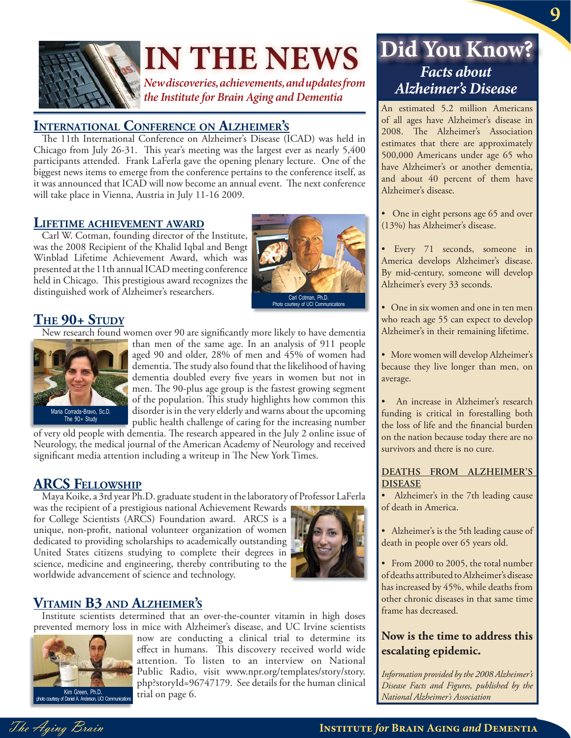# IN THE NEWS

*New discoveries, achievements, and updates from the Institute for Brain Aging and Dementia*

## International Conference on Alzheimer's

The 11th International Conference on Alzheimer's Disease (ICAD) was held in Chicago from July 26-31. This year's meeting was the largest ever as nearly 5,400 participants attended. Frank LaFerla gave the opening plenary lecture. One of the biggest news items to emerge from the conference pertains to the conference itself, as it was announced that ICAD will now become an annual event. The next conference will take place in Vienna, Austria in July 11-16 2009.

## Lifetime achievement award

Carl W. Cotman, founding director of the Institute, was the 2008 Recipient of the Khalid Iqbal and Bengt Winblad Lifetime Achievement Award, which was presented at the 11th annual ICAD meeting conference held in Chicago. This prestigious award recognizes the distinguished work of Alzheimer's researchers.

Carl Cotman, Ph.D.
Photo courtesy of UCI Communications

## The 90+ Study

New research found women over 90 are significantly more likely to have dementia than men of the same age. In an analysis of 911 people aged 90 and older, 28% of men and 45% of women had dementia. The study also found that the likelihood of having dementia doubled every five years in women but not in men. The 90-plus age group is the fastest growing segment of the population. This study highlights how common this disorder is in the very elderly and warns about the upcoming public health challenge of caring for the increasing number of very old people with dementia. The research appeared in the July 2 online issue of Neurology, the medical journal of the American Academy of Neurology and received significant media attention including a writeup in The New York Times.

Maria Corrada-Bravo, Sc.D.
The 90+ Study

## ARCS Fellowship

Maya Koike, a 3rd year Ph.D. graduate student in the laboratory of Professor LaFerla was the recipient of a prestigious national Achievement Rewards for College Scientists (ARCS) Foundation award. ARCS is a unique, non-profit, national volunteer organization of women dedicated to providing scholarships to academically outstanding United States citizens studying to complete their degrees in science, medicine and engineering, thereby contributing to the worldwide advancement of science and technology.

## Vitamin B3 and Alzheimer's

Institute scientists determined that an over-the-counter vitamin in high doses prevented memory loss in mice with Alzheimer's disease, and UC Irvine scientists now are conducting a clinical trial to determine its effect in humans. This discovery received world wide attention. To listen to an interview on National Public Radio, visit www.npr.org/templates/story/story.php?storyId=96747179. See details for the human clinical trial on page 6.

Kim Green, Ph.D.
photo courtesy of Daniel A. Anderson, UCI Communications

# Did You Know?

## *Facts about Alzheimer's Disease*

An estimated 5.2 million Americans of all ages have Alzheimer's disease in 2008. The Alzheimer's Association estimates that there are approximately 500,000 Americans under age 65 who have Alzheimer's or another dementia, and about 40 percent of them have Alzheimer's disease.

- One in eight persons age 65 and over (13%) has Alzheimer's disease.
- Every 71 seconds, someone in America develops Alzheimer's disease. By mid-century, someone will develop Alzheimer's every 33 seconds.
- One in six women and one in ten men who reach age 55 can expect to develop Alzheimer's in their remaining lifetime.
- More women will develop Alzheimer's because they live longer than men, on average.
- An increase in Alzheimer's research funding is critical in forestalling both the loss of life and the financial burden on the nation because today there are no survivors and there is no cure.

### Deaths from Alzheimer's Disease

- Alzheimer's in the 7th leading cause of death in America.
- Alzheimer's is the 5th leading cause of death in people over 65 years old.
- From 2000 to 2005, the total number of deaths attributed to Alzheimer's disease has increased by 45%, while deaths from other chronic diseases in that same time frame has decreased.

**Now is the time to address this escalating epidemic.**

*Information provided by the 2008 Alzheimer's Disease Facts and Figures, published by the National Alzheimer's Association*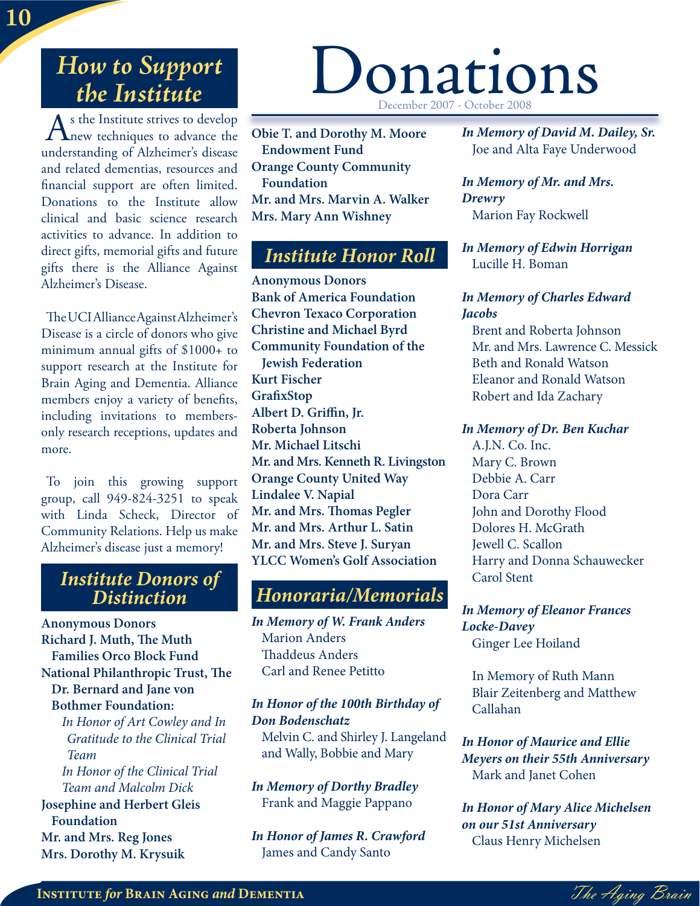## How to Support the Institute

As the Institute strives to develop new techniques to advance the understanding of Alzheimer's disease and related dementias, resources and financial support are often limited. Donations to the Institute allow clinical and basic science research activities to advance. In addition to direct gifts, memorial gifts and future gifts there is the Alliance Against Alzheimer's Disease.

The UCI Alliance Against Alzheimer's Disease is a circle of donors who give minimum annual gifts of $1000+ to support research at the Institute for Brain Aging and Dementia. Alliance members enjoy a variety of benefits, including invitations to members-only research receptions, updates and more.

To join this growing support group, call 949-824-3251 to speak with Linda Scheck, Director of Community Relations. Help us make Alzheimer's disease just a memory!

## Institute Donors of Distinction

**Anonymous Donors**
**Richard J. Muth, The Muth Families Orco Block Fund**
**National Philanthropic Trust, The Dr. Bernard and Jane von Bothmer Foundation:**
*In Honor of Art Cowley and In Gratitude to the Clinical Trial Team*
*In Honor of the Clinical Trial Team and Malcolm Dick*
**Josephine and Herbert Gleis Foundation**
**Mr. and Mrs. Reg Jones**
**Mrs. Dorothy M. Krysuik**

# Donations

December 2007 - October 2008

**Obie T. and Dorothy M. Moore Endowment Fund**
**Orange County Community Foundation**
**Mr. and Mrs. Marvin A. Walker**
**Mrs. Mary Ann Wishney**

## Institute Honor Roll

**Anonymous Donors**
**Bank of America Foundation**
**Chevron Texaco Corporation**
**Christine and Michael Byrd**
**Community Foundation of the Jewish Federation**
**Kurt Fischer**
**GrafixStop**
**Albert D. Griffin, Jr.**
**Roberta Johnson**
**Mr. Michael Litschi**
**Mr. and Mrs. Kenneth R. Livingston**
**Orange County United Way**
**Lindalee V. Napial**
**Mr. and Mrs. Thomas Pegler**
**Mr. and Mrs. Arthur L. Satin**
**Mr. and Mrs. Steve J. Suryan**
**YLCC Women's Golf Association**

## Honoraria/Memorials

***In Memory of W. Frank Anders***
Marion Anders
Thaddeus Anders
Carl and Renee Petitto

***In Honor of the 100th Birthday of Don Bodenschatz***
Melvin C. and Shirley J. Langeland and Wally, Bobbie and Mary

***In Memory of Dorthy Bradley***
Frank and Maggie Pappano

***In Honor of James R. Crawford***
James and Candy Santo

***In Memory of David M. Dailey, Sr.***
Joe and Alta Faye Underwood

***In Memory of Mr. and Mrs. Drewry***
Marion Fay Rockwell

***In Memory of Edwin Horrigan***
Lucille H. Boman

***In Memory of Charles Edward Jacobs***
Brent and Roberta Johnson
Mr. and Mrs. Lawrence C. Messick
Beth and Ronald Watson
Eleanor and Ronald Watson
Robert and Ida Zachary

***In Memory of Dr. Ben Kuchar***
A.J.N. Co. Inc.
Mary C. Brown
Debbie A. Carr
Dora Carr
John and Dorothy Flood
Dolores H. McGrath
Jewell C. Scallon
Harry and Donna Schauwecker
Carol Stent

***In Memory of Eleanor Frances Locke-Davey***
Ginger Lee Hoiland

In Memory of Ruth Mann
Blair Zeitenberg and Matthew Callahan

***In Honor of Maurice and Ellie Meyers on their 55th Anniversary***
Mark and Janet Cohen

***In Honor of Mary Alice Michelsen on our 51st Anniversary***
Claus Henry Michelsen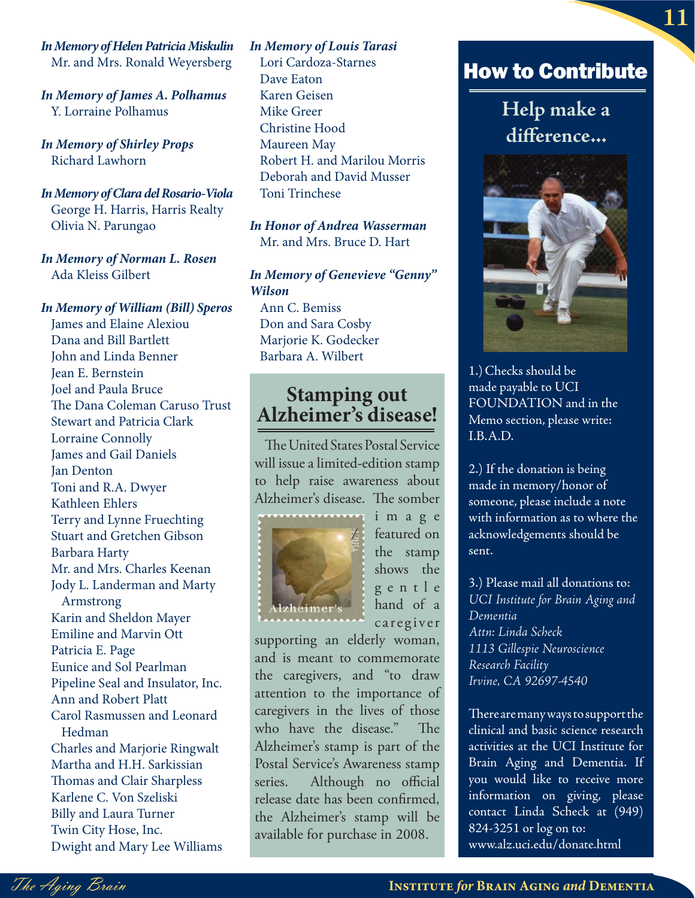*In Memory of Helen Patricia Miskulin*
Mr. and Mrs. Ronald Weyersberg

*In Memory of James A. Polhamus*
Y. Lorraine Polhamus

*In Memory of Shirley Props*
Richard Lawhorn

*In Memory of Clara del Rosario-Viola*
George H. Harris, Harris Realty
Olivia N. Parungao

*In Memory of Norman L. Rosen*
Ada Kleiss Gilbert

*In Memory of William (Bill) Speros*
James and Elaine Alexiou
Dana and Bill Bartlett
John and Linda Benner
Jean E. Bernstein
Joel and Paula Bruce
The Dana Coleman Caruso Trust
Stewart and Patricia Clark
Lorraine Connolly
James and Gail Daniels
Jan Denton
Toni and R.A. Dwyer
Kathleen Ehlers
Terry and Lynne Fruechting
Stuart and Gretchen Gibson
Barbara Harty
Mr. and Mrs. Charles Keenan
Jody L. Landerman and Marty Armstrong
Karin and Sheldon Mayer
Emiline and Marvin Ott
Patricia E. Page
Eunice and Sol Pearlman
Pipeline Seal and Insulator, Inc.
Ann and Robert Platt
Carol Rasmussen and Leonard Hedman
Charles and Marjorie Ringwalt
Martha and H.H. Sarkissian
Thomas and Clair Sharpless
Karlene C. Von Szeliski
Billy and Laura Turner
Twin City Hose, Inc.
Dwight and Mary Lee Williams

*In Memory of Louis Tarasi*
Lori Cardoza-Starnes
Dave Eaton
Karen Geisen
Mike Greer
Christine Hood
Maureen May
Robert H. and Marilou Morris
Deborah and David Musser
Toni Trinchese

*In Honor of Andrea Wasserman*
Mr. and Mrs. Bruce D. Hart

*In Memory of Genevieve "Genny" Wilson*
Ann C. Bemiss
Don and Sara Cosby
Marjorie K. Godecker
Barbara A. Wilbert

## Stamping out Alzheimer's disease!

The United States Postal Service will issue a limited-edition stamp to help raise awareness about Alzheimer's disease. The somber image featured on the stamp shows the gentle hand of a caregiver supporting an elderly woman, and is meant to commemorate the caregivers, and "to draw attention to the importance of caregivers in the lives of those who have the disease." The Alzheimer's stamp is part of the Postal Service's Awareness stamp series. Although no official release date has been confirmed, the Alzheimer's stamp will be available for purchase in 2008.

## How to Contribute

### Help make a difference...

1.) Checks should be made payable to UCI FOUNDATION and in the Memo section, please write: I.B.A.D.

2.) If the donation is being made in memory/honor of someone, please include a note with information as to where the acknowledgements should be sent.

3.) Please mail all donations to:
*UCI Institute for Brain Aging and Dementia*
*Attn: Linda Scheck*
*1113 Gillespie Neuroscience Research Facility*
*Irvine, CA 92697-4540*

There are many ways to support the clinical and basic science research activities at the UCI Institute for Brain Aging and Dementia. If you would like to receive more information on giving, please contact Linda Scheck at (949) 824-3251 or log on to: www.alz.uci.edu/donate.html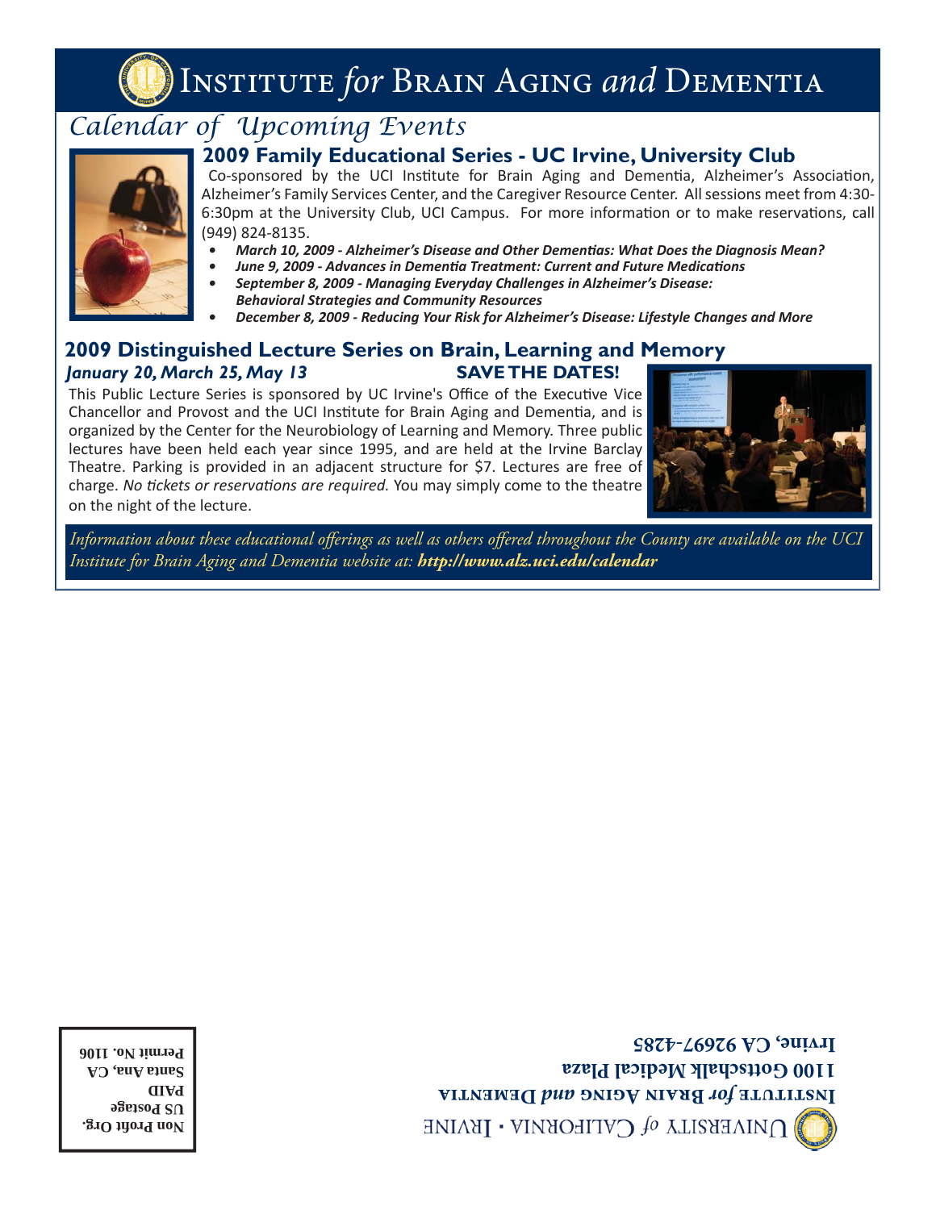# Institute *for* Brain Aging *and* Dementia

## *Calendar of Upcoming Events*

### 2009 Family Educational Series - UC Irvine, University Club

Co-sponsored by the UCI Institute for Brain Aging and Dementia, Alzheimer's Association, Alzheimer's Family Services Center, and the Caregiver Resource Center. All sessions meet from 4:30-6:30pm at the University Club, UCI Campus. For more information or to make reservations, call (949) 824-8135.

- ***March 10, 2009 - Alzheimer's Disease and Other Dementias: What Does the Diagnosis Mean?***
- ***June 9, 2009 - Advances in Dementia Treatment: Current and Future Medications***
- ***September 8, 2009 - Managing Everyday Challenges in Alzheimer's Disease: Behavioral Strategies and Community Resources***
- ***December 8, 2009 - Reducing Your Risk for Alzheimer's Disease: Lifestyle Changes and More***

### 2009 Distinguished Lecture Series on Brain, Learning and Memory

***January 20, March 25, May 13*** **SAVE THE DATES!**

This Public Lecture Series is sponsored by UC Irvine's Office of the Executive Vice Chancellor and Provost and the UCI Institute for Brain Aging and Dementia, and is organized by the Center for the Neurobiology of Learning and Memory. Three public lectures have been held each year since 1995, and are held at the Irvine Barclay Theatre. Parking is provided in an adjacent structure for $7. Lectures are free of charge. *No tickets or reservations are required.* You may simply come to the theatre on the night of the lecture.

*Information about these educational offerings as well as others offered throughout the County are available on the UCI Institute for Brain Aging and Dementia website at:* ***http://www.alz.uci.edu/calendar***

University *of* California · Irvine
**Institute *for* Brain Aging *and* Dementia**
**1100 Gottschalk Medical Plaza**
**Irvine, CA 92697-4285**

**Non Profit Org.**
**US Postage**
**PAID**
**Santa Ana, CA**
**Permit No. 1106**